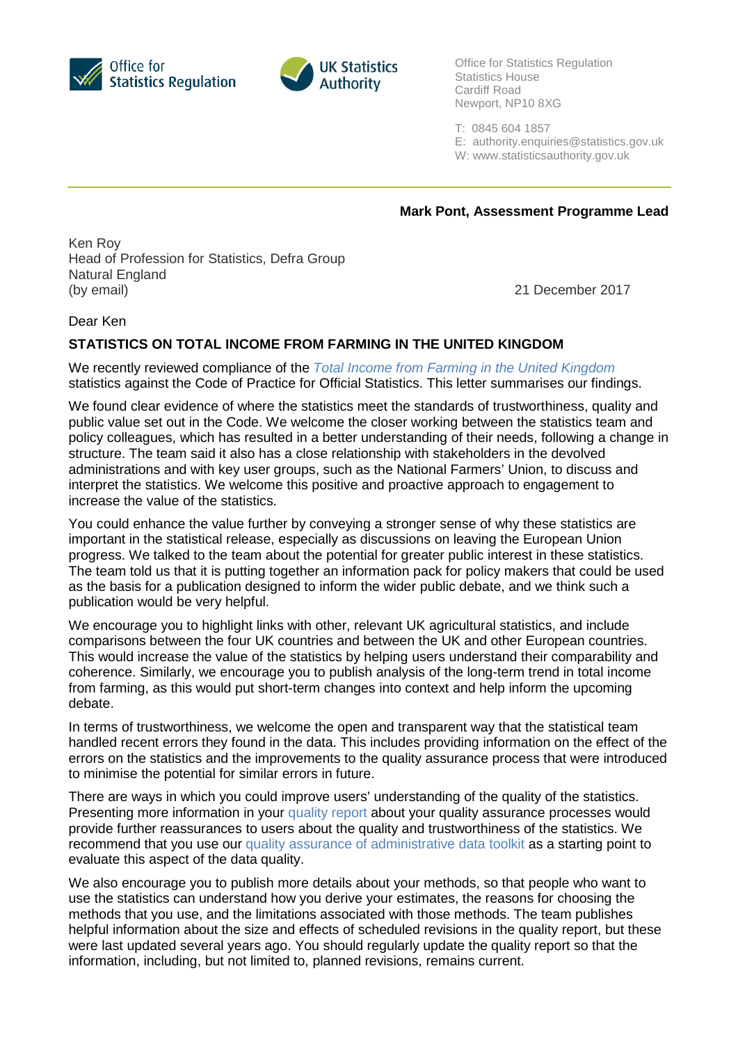Office for Statistics Regulation

UK Statistics Authority

Office for Statistics Regulation
Statistics House
Cardiff Road
Newport, NP10 8XG

T: 0845 604 1857
E: authority.enquiries@statistics.gov.uk
W: www.statisticsauthority.gov.uk

**Mark Pont, Assessment Programme Lead**

Ken Roy
Head of Profession for Statistics, Defra Group
Natural England
(by email)

21 December 2017

Dear Ken

**STATISTICS ON TOTAL INCOME FROM FARMING IN THE UNITED KINGDOM**

We recently reviewed compliance of the *Total Income from Farming in the United Kingdom* statistics against the Code of Practice for Official Statistics. This letter summarises our findings.

We found clear evidence of where the statistics meet the standards of trustworthiness, quality and public value set out in the Code. We welcome the closer working between the statistics team and policy colleagues, which has resulted in a better understanding of their needs, following a change in structure. The team said it also has a close relationship with stakeholders in the devolved administrations and with key user groups, such as the National Farmers' Union, to discuss and interpret the statistics. We welcome this positive and proactive approach to engagement to increase the value of the statistics.

You could enhance the value further by conveying a stronger sense of why these statistics are important in the statistical release, especially as discussions on leaving the European Union progress. We talked to the team about the potential for greater public interest in these statistics. The team told us that it is putting together an information pack for policy makers that could be used as the basis for a publication designed to inform the wider public debate, and we think such a publication would be very helpful.

We encourage you to highlight links with other, relevant UK agricultural statistics, and include comparisons between the four UK countries and between the UK and other European countries. This would increase the value of the statistics by helping users understand their comparability and coherence. Similarly, we encourage you to publish analysis of the long-term trend in total income from farming, as this would put short-term changes into context and help inform the upcoming debate.

In terms of trustworthiness, we welcome the open and transparent way that the statistical team handled recent errors they found in the data. This includes providing information on the effect of the errors on the statistics and the improvements to the quality assurance process that were introduced to minimise the potential for similar errors in future.

There are ways in which you could improve users' understanding of the quality of the statistics. Presenting more information in your quality report about your quality assurance processes would provide further reassurances to users about the quality and trustworthiness of the statistics. We recommend that you use our quality assurance of administrative data toolkit as a starting point to evaluate this aspect of the data quality.

We also encourage you to publish more details about your methods, so that people who want to use the statistics can understand how you derive your estimates, the reasons for choosing the methods that you use, and the limitations associated with those methods. The team publishes helpful information about the size and effects of scheduled revisions in the quality report, but these were last updated several years ago. You should regularly update the quality report so that the information, including, but not limited to, planned revisions, remains current.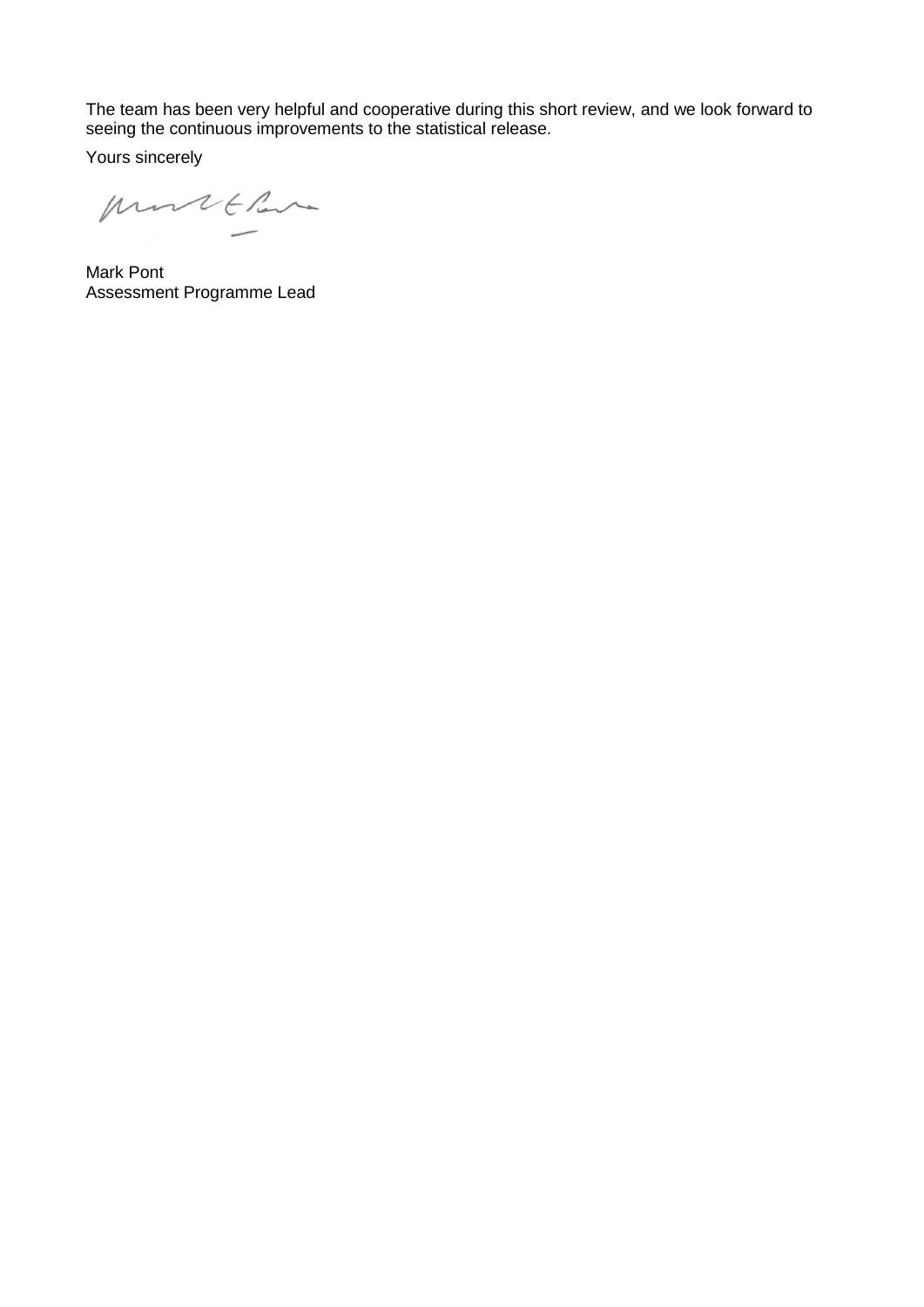The team has been very helpful and cooperative during this short review, and we look forward to seeing the continuous improvements to the statistical release.

Yours sincerely

Mark Pont
Assessment Programme Lead